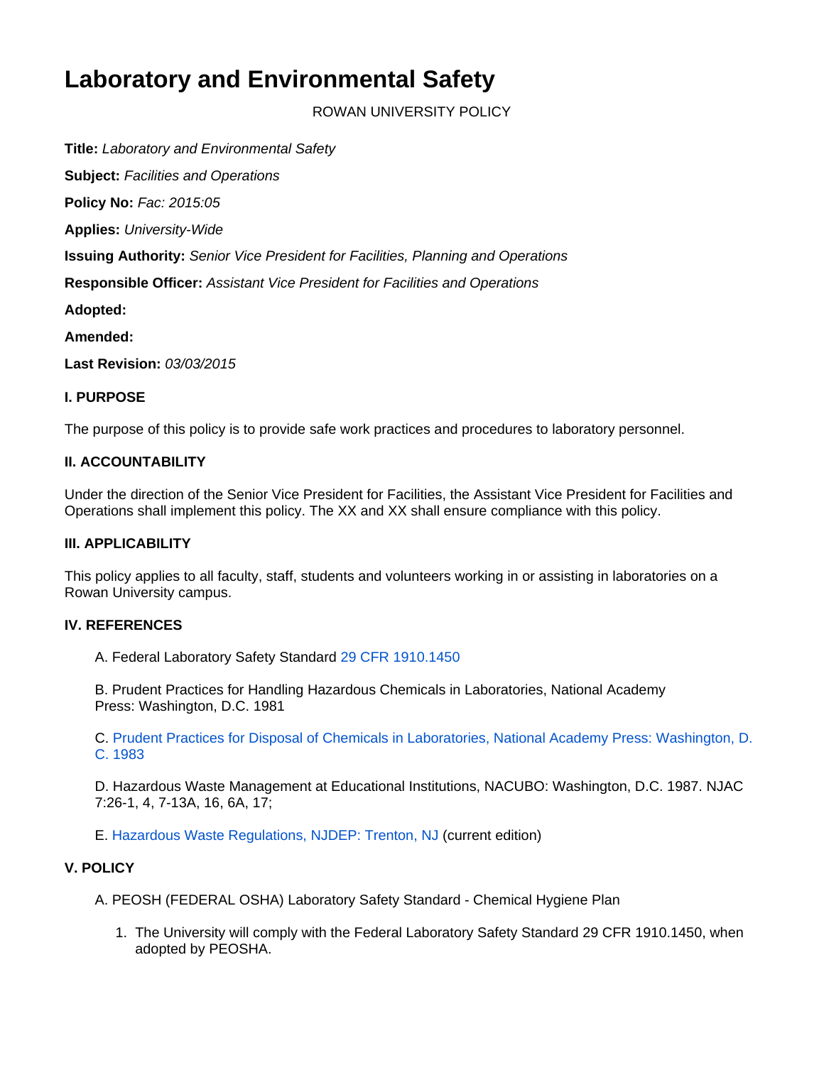# Laboratory and Environmental Safety

ROWAN UNIVERSITY POLICY

**Title:** *Laboratory and Environmental Safety*

**Subject:** *Facilities and Operations*

**Policy No:** *Fac: 2015:05*

**Applies:** *University-Wide*

**Issuing Authority:** *Senior Vice President for Facilities, Planning and Operations*

**Responsible Officer:** *Assistant Vice President for Facilities and Operations*

**Adopted:**

**Amended:**

**Last Revision:** *03/03/2015*

### I. PURPOSE

The purpose of this policy is to provide safe work practices and procedures to laboratory personnel.

### II. ACCOUNTABILITY

Under the direction of the Senior Vice President for Facilities, the Assistant Vice President for Facilities and Operations shall implement this policy. The XX and XX shall ensure compliance with this policy.

### III. APPLICABILITY

This policy applies to all faculty, staff, students and volunteers working in or assisting in laboratories on a Rowan University campus.

### IV. REFERENCES

A. Federal Laboratory Safety Standard 29 CFR 1910.1450

B. Prudent Practices for Handling Hazardous Chemicals in Laboratories, National Academy Press: Washington, D.C. 1981

C. Prudent Practices for Disposal of Chemicals in Laboratories, National Academy Press: Washington, D. C. 1983

D. Hazardous Waste Management at Educational Institutions, NACUBO: Washington, D.C. 1987. NJAC 7:26-1, 4, 7-13A, 16, 6A, 17;

E. Hazardous Waste Regulations, NJDEP: Trenton, NJ (current edition)

### V. POLICY

A. PEOSH (FEDERAL OSHA) Laboratory Safety Standard - Chemical Hygiene Plan

1. The University will comply with the Federal Laboratory Safety Standard 29 CFR 1910.1450, when adopted by PEOSHA.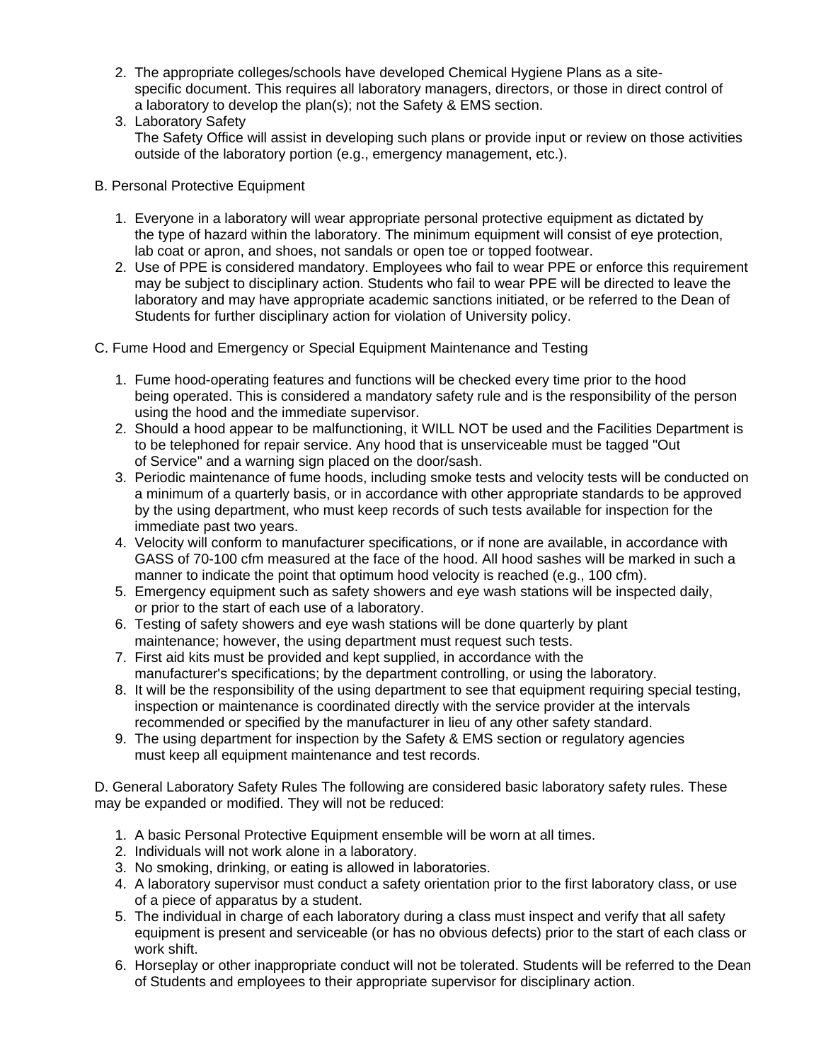2. The appropriate colleges/schools have developed Chemical Hygiene Plans as a site-specific document. This requires all laboratory managers, directors, or those in direct control of a laboratory to develop the plan(s); not the Safety & EMS section.
3. Laboratory Safety
   The Safety Office will assist in developing such plans or provide input or review on those activities outside of the laboratory portion (e.g., emergency management, etc.).

B. Personal Protective Equipment

1. Everyone in a laboratory will wear appropriate personal protective equipment as dictated by the type of hazard within the laboratory. The minimum equipment will consist of eye protection, lab coat or apron, and shoes, not sandals or open toe or topped footwear.
2. Use of PPE is considered mandatory. Employees who fail to wear PPE or enforce this requirement may be subject to disciplinary action. Students who fail to wear PPE will be directed to leave the laboratory and may have appropriate academic sanctions initiated, or be referred to the Dean of Students for further disciplinary action for violation of University policy.

C. Fume Hood and Emergency or Special Equipment Maintenance and Testing

1. Fume hood-operating features and functions will be checked every time prior to the hood being operated. This is considered a mandatory safety rule and is the responsibility of the person using the hood and the immediate supervisor.
2. Should a hood appear to be malfunctioning, it WILL NOT be used and the Facilities Department is to be telephoned for repair service. Any hood that is unserviceable must be tagged "Out of Service" and a warning sign placed on the door/sash.
3. Periodic maintenance of fume hoods, including smoke tests and velocity tests will be conducted on a minimum of a quarterly basis, or in accordance with other appropriate standards to be approved by the using department, who must keep records of such tests available for inspection for the immediate past two years.
4. Velocity will conform to manufacturer specifications, or if none are available, in accordance with GASS of 70-100 cfm measured at the face of the hood. All hood sashes will be marked in such a manner to indicate the point that optimum hood velocity is reached (e.g., 100 cfm).
5. Emergency equipment such as safety showers and eye wash stations will be inspected daily, or prior to the start of each use of a laboratory.
6. Testing of safety showers and eye wash stations will be done quarterly by plant maintenance; however, the using department must request such tests.
7. First aid kits must be provided and kept supplied, in accordance with the manufacturer's specifications; by the department controlling, or using the laboratory.
8. It will be the responsibility of the using department to see that equipment requiring special testing, inspection or maintenance is coordinated directly with the service provider at the intervals recommended or specified by the manufacturer in lieu of any other safety standard.
9. The using department for inspection by the Safety & EMS section or regulatory agencies must keep all equipment maintenance and test records.

D. General Laboratory Safety Rules The following are considered basic laboratory safety rules. These may be expanded or modified. They will not be reduced:

1. A basic Personal Protective Equipment ensemble will be worn at all times.
2. Individuals will not work alone in a laboratory.
3. No smoking, drinking, or eating is allowed in laboratories.
4. A laboratory supervisor must conduct a safety orientation prior to the first laboratory class, or use of a piece of apparatus by a student.
5. The individual in charge of each laboratory during a class must inspect and verify that all safety equipment is present and serviceable (or has no obvious defects) prior to the start of each class or work shift.
6. Horseplay or other inappropriate conduct will not be tolerated. Students will be referred to the Dean of Students and employees to their appropriate supervisor for disciplinary action.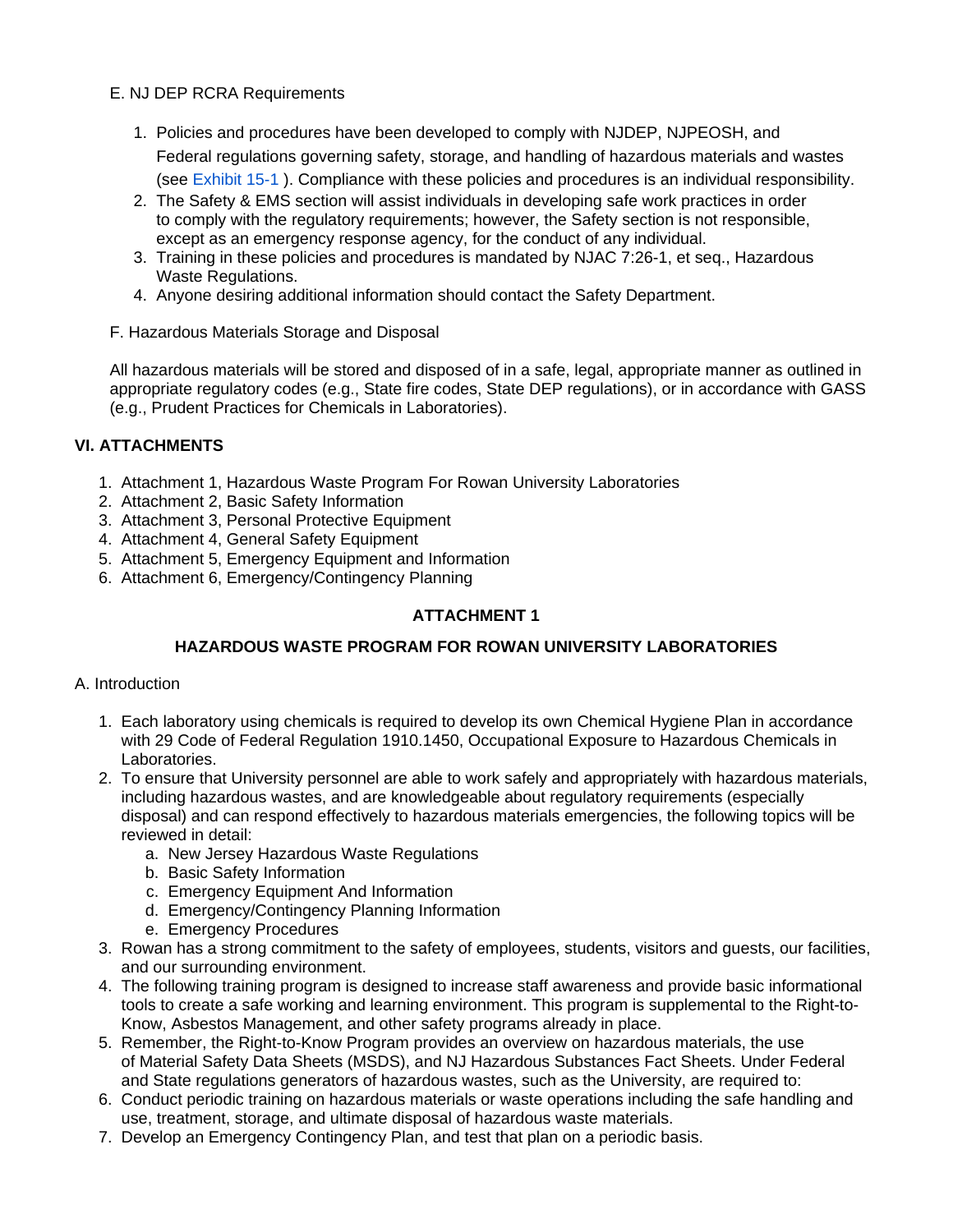E. NJ DEP RCRA Requirements

1. Policies and procedures have been developed to comply with NJDEP, NJPEOSH, and Federal regulations governing safety, storage, and handling of hazardous materials and wastes (see Exhibit 15-1 ). Compliance with these policies and procedures is an individual responsibility.
2. The Safety & EMS section will assist individuals in developing safe work practices in order to comply with the regulatory requirements; however, the Safety section is not responsible, except as an emergency response agency, for the conduct of any individual.
3. Training in these policies and procedures is mandated by NJAC 7:26-1, et seq., Hazardous Waste Regulations.
4. Anyone desiring additional information should contact the Safety Department.

F. Hazardous Materials Storage and Disposal

All hazardous materials will be stored and disposed of in a safe, legal, appropriate manner as outlined in appropriate regulatory codes (e.g., State fire codes, State DEP regulations), or in accordance with GASS (e.g., Prudent Practices for Chemicals in Laboratories).

## VI. ATTACHMENTS

1. Attachment 1, Hazardous Waste Program For Rowan University Laboratories
2. Attachment 2, Basic Safety Information
3. Attachment 3, Personal Protective Equipment
4. Attachment 4, General Safety Equipment
5. Attachment 5, Emergency Equipment and Information
6. Attachment 6, Emergency/Contingency Planning

## ATTACHMENT 1

## HAZARDOUS WASTE PROGRAM FOR ROWAN UNIVERSITY LABORATORIES

A. Introduction

1. Each laboratory using chemicals is required to develop its own Chemical Hygiene Plan in accordance with 29 Code of Federal Regulation 1910.1450, Occupational Exposure to Hazardous Chemicals in Laboratories.
2. To ensure that University personnel are able to work safely and appropriately with hazardous materials, including hazardous wastes, and are knowledgeable about regulatory requirements (especially disposal) and can respond effectively to hazardous materials emergencies, the following topics will be reviewed in detail:
   a. New Jersey Hazardous Waste Regulations
   b. Basic Safety Information
   c. Emergency Equipment And Information
   d. Emergency/Contingency Planning Information
   e. Emergency Procedures
3. Rowan has a strong commitment to the safety of employees, students, visitors and guests, our facilities, and our surrounding environment.
4. The following training program is designed to increase staff awareness and provide basic informational tools to create a safe working and learning environment. This program is supplemental to the Right-to-Know, Asbestos Management, and other safety programs already in place.
5. Remember, the Right-to-Know Program provides an overview on hazardous materials, the use of Material Safety Data Sheets (MSDS), and NJ Hazardous Substances Fact Sheets. Under Federal and State regulations generators of hazardous wastes, such as the University, are required to:
6. Conduct periodic training on hazardous materials or waste operations including the safe handling and use, treatment, storage, and ultimate disposal of hazardous waste materials.
7. Develop an Emergency Contingency Plan, and test that plan on a periodic basis.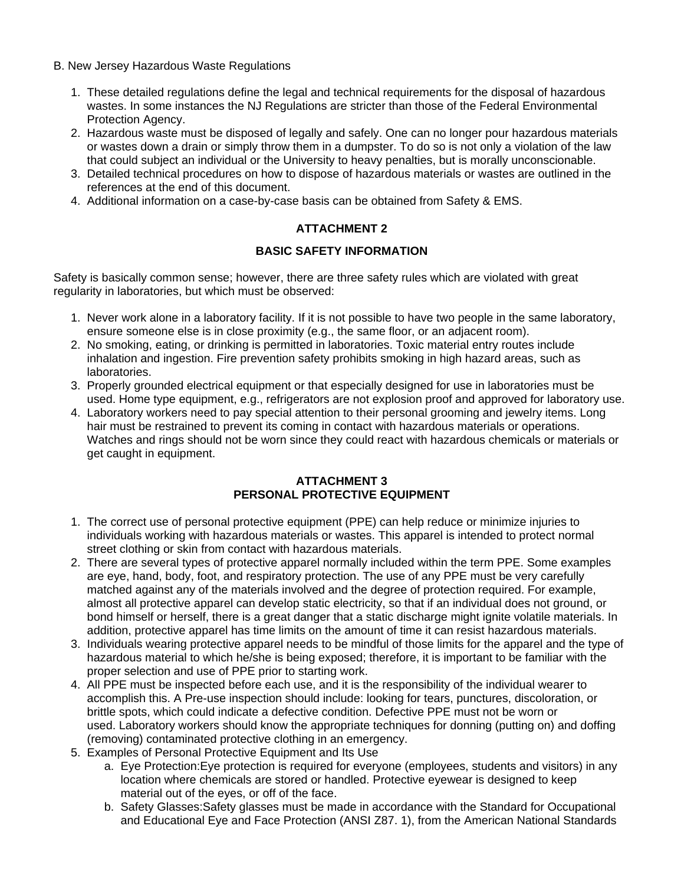B. New Jersey Hazardous Waste Regulations

1. These detailed regulations define the legal and technical requirements for the disposal of hazardous wastes. In some instances the NJ Regulations are stricter than those of the Federal Environmental Protection Agency.
2. Hazardous waste must be disposed of legally and safely. One can no longer pour hazardous materials or wastes down a drain or simply throw them in a dumpster. To do so is not only a violation of the law that could subject an individual or the University to heavy penalties, but is morally unconscionable.
3. Detailed technical procedures on how to dispose of hazardous materials or wastes are outlined in the references at the end of this document.
4. Additional information on a case-by-case basis can be obtained from Safety & EMS.

## ATTACHMENT 2

## BASIC SAFETY INFORMATION

Safety is basically common sense; however, there are three safety rules which are violated with great regularity in laboratories, but which must be observed:

1. Never work alone in a laboratory facility. If it is not possible to have two people in the same laboratory, ensure someone else is in close proximity (e.g., the same floor, or an adjacent room).
2. No smoking, eating, or drinking is permitted in laboratories. Toxic material entry routes include inhalation and ingestion. Fire prevention safety prohibits smoking in high hazard areas, such as laboratories.
3. Properly grounded electrical equipment or that especially designed for use in laboratories must be used. Home type equipment, e.g., refrigerators are not explosion proof and approved for laboratory use.
4. Laboratory workers need to pay special attention to their personal grooming and jewelry items. Long hair must be restrained to prevent its coming in contact with hazardous materials or operations. Watches and rings should not be worn since they could react with hazardous chemicals or materials or get caught in equipment.

## ATTACHMENT 3
## PERSONAL PROTECTIVE EQUIPMENT

1. The correct use of personal protective equipment (PPE) can help reduce or minimize injuries to individuals working with hazardous materials or wastes. This apparel is intended to protect normal street clothing or skin from contact with hazardous materials.
2. There are several types of protective apparel normally included within the term PPE. Some examples are eye, hand, body, foot, and respiratory protection. The use of any PPE must be very carefully matched against any of the materials involved and the degree of protection required. For example, almost all protective apparel can develop static electricity, so that if an individual does not ground, or bond himself or herself, there is a great danger that a static discharge might ignite volatile materials. In addition, protective apparel has time limits on the amount of time it can resist hazardous materials.
3. Individuals wearing protective apparel needs to be mindful of those limits for the apparel and the type of hazardous material to which he/she is being exposed; therefore, it is important to be familiar with the proper selection and use of PPE prior to starting work.
4. All PPE must be inspected before each use, and it is the responsibility of the individual wearer to accomplish this. A Pre-use inspection should include: looking for tears, punctures, discoloration, or brittle spots, which could indicate a defective condition. Defective PPE must not be worn or used. Laboratory workers should know the appropriate techniques for donning (putting on) and doffing (removing) contaminated protective clothing in an emergency.
5. Examples of Personal Protective Equipment and Its Use
   a. Eye Protection:Eye protection is required for everyone (employees, students and visitors) in any location where chemicals are stored or handled. Protective eyewear is designed to keep material out of the eyes, or off of the face.
   b. Safety Glasses:Safety glasses must be made in accordance with the Standard for Occupational and Educational Eye and Face Protection (ANSI Z87. 1), from the American National Standards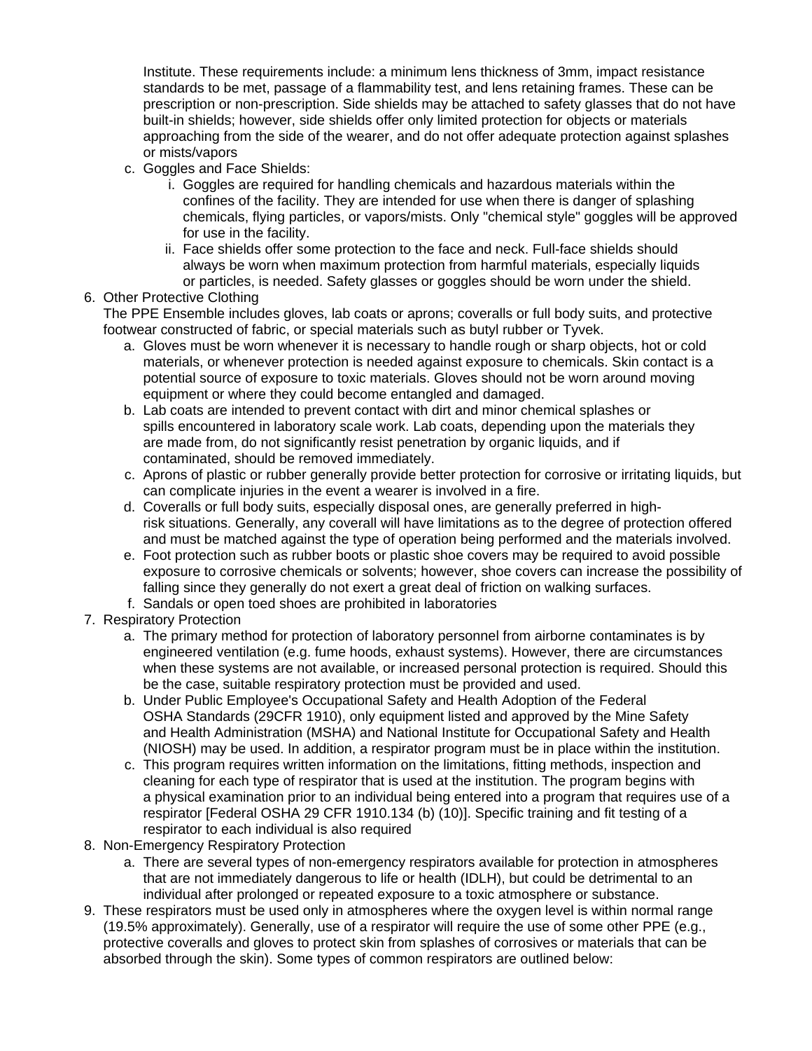Institute. These requirements include: a minimum lens thickness of 3mm, impact resistance standards to be met, passage of a flammability test, and lens retaining frames. These can be prescription or non-prescription. Side shields may be attached to safety glasses that do not have built-in shields; however, side shields offer only limited protection for objects or materials approaching from the side of the wearer, and do not offer adequate protection against splashes or mists/vapors

   c. Goggles and Face Shields:
      i. Goggles are required for handling chemicals and hazardous materials within the confines of the facility. They are intended for use when there is danger of splashing chemicals, flying particles, or vapors/mists. Only "chemical style" goggles will be approved for use in the facility.
      ii. Face shields offer some protection to the face and neck. Full-face shields should always be worn when maximum protection from harmful materials, especially liquids or particles, is needed. Safety glasses or goggles should be worn under the shield.

6. Other Protective Clothing
   The PPE Ensemble includes gloves, lab coats or aprons; coveralls or full body suits, and protective footwear constructed of fabric, or special materials such as butyl rubber or Tyvek.
   a. Gloves must be worn whenever it is necessary to handle rough or sharp objects, hot or cold materials, or whenever protection is needed against exposure to chemicals. Skin contact is a potential source of exposure to toxic materials. Gloves should not be worn around moving equipment or where they could become entangled and damaged.
   b. Lab coats are intended to prevent contact with dirt and minor chemical splashes or spills encountered in laboratory scale work. Lab coats, depending upon the materials they are made from, do not significantly resist penetration by organic liquids, and if contaminated, should be removed immediately.
   c. Aprons of plastic or rubber generally provide better protection for corrosive or irritating liquids, but can complicate injuries in the event a wearer is involved in a fire.
   d. Coveralls or full body suits, especially disposal ones, are generally preferred in high-risk situations. Generally, any coverall will have limitations as to the degree of protection offered and must be matched against the type of operation being performed and the materials involved.
   e. Foot protection such as rubber boots or plastic shoe covers may be required to avoid possible exposure to corrosive chemicals or solvents; however, shoe covers can increase the possibility of falling since they generally do not exert a great deal of friction on walking surfaces.
   f. Sandals or open toed shoes are prohibited in laboratories

7. Respiratory Protection
   a. The primary method for protection of laboratory personnel from airborne contaminates is by engineered ventilation (e.g. fume hoods, exhaust systems). However, there are circumstances when these systems are not available, or increased personal protection is required. Should this be the case, suitable respiratory protection must be provided and used.
   b. Under Public Employee's Occupational Safety and Health Adoption of the Federal OSHA Standards (29CFR 1910), only equipment listed and approved by the Mine Safety and Health Administration (MSHA) and National Institute for Occupational Safety and Health (NIOSH) may be used. In addition, a respirator program must be in place within the institution.
   c. This program requires written information on the limitations, fitting methods, inspection and cleaning for each type of respirator that is used at the institution. The program begins with a physical examination prior to an individual being entered into a program that requires use of a respirator [Federal OSHA 29 CFR 1910.134 (b) (10)]. Specific training and fit testing of a respirator to each individual is also required

8. Non-Emergency Respiratory Protection
   a. There are several types of non-emergency respirators available for protection in atmospheres that are not immediately dangerous to life or health (IDLH), but could be detrimental to an individual after prolonged or repeated exposure to a toxic atmosphere or substance.

9. These respirators must be used only in atmospheres where the oxygen level is within normal range (19.5% approximately). Generally, use of a respirator will require the use of some other PPE (e.g., protective coveralls and gloves to protect skin from splashes of corrosives or materials that can be absorbed through the skin). Some types of common respirators are outlined below: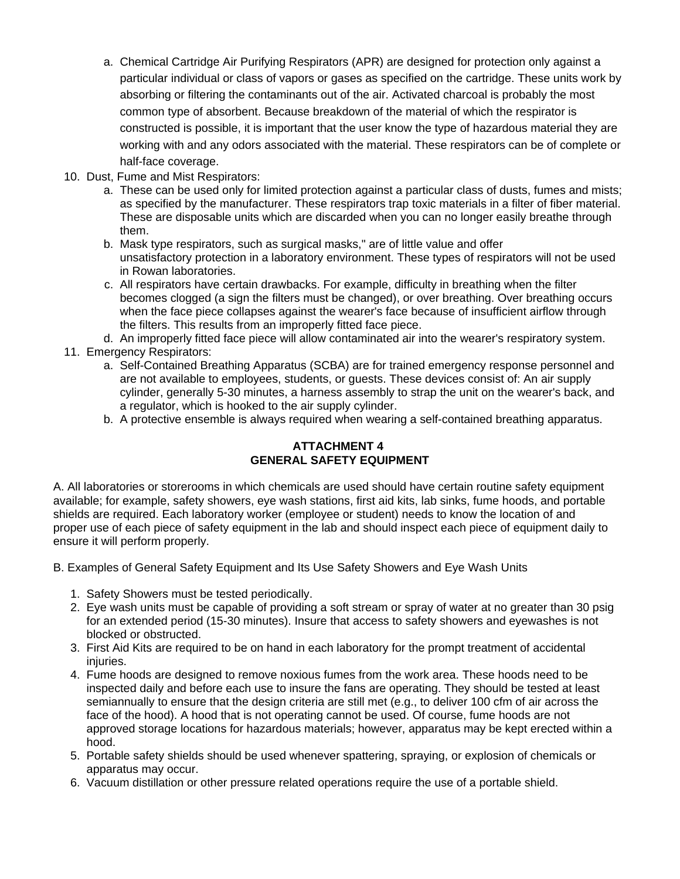a. Chemical Cartridge Air Purifying Respirators (APR) are designed for protection only against a particular individual or class of vapors or gases as specified on the cartridge. These units work by absorbing or filtering the contaminants out of the air. Activated charcoal is probably the most common type of absorbent. Because breakdown of the material of which the respirator is constructed is possible, it is important that the user know the type of hazardous material they are working with and any odors associated with the material. These respirators can be of complete or half-face coverage.

10. Dust, Fume and Mist Respirators:
    a. These can be used only for limited protection against a particular class of dusts, fumes and mists; as specified by the manufacturer. These respirators trap toxic materials in a filter of fiber material. These are disposable units which are discarded when you can no longer easily breathe through them.
    b. Mask type respirators, such as surgical masks," are of little value and offer unsatisfactory protection in a laboratory environment. These types of respirators will not be used in Rowan laboratories.
    c. All respirators have certain drawbacks. For example, difficulty in breathing when the filter becomes clogged (a sign the filters must be changed), or over breathing. Over breathing occurs when the face piece collapses against the wearer's face because of insufficient airflow through the filters. This results from an improperly fitted face piece.
    d. An improperly fitted face piece will allow contaminated air into the wearer's respiratory system.
11. Emergency Respirators:
    a. Self-Contained Breathing Apparatus (SCBA) are for trained emergency response personnel and are not available to employees, students, or guests. These devices consist of: An air supply cylinder, generally 5-30 minutes, a harness assembly to strap the unit on the wearer's back, and a regulator, which is hooked to the air supply cylinder.
    b. A protective ensemble is always required when wearing a self-contained breathing apparatus.

## ATTACHMENT 4
## GENERAL SAFETY EQUIPMENT

A. All laboratories or storerooms in which chemicals are used should have certain routine safety equipment available; for example, safety showers, eye wash stations, first aid kits, lab sinks, fume hoods, and portable shields are required. Each laboratory worker (employee or student) needs to know the location of and proper use of each piece of safety equipment in the lab and should inspect each piece of equipment daily to ensure it will perform properly.

B. Examples of General Safety Equipment and Its Use Safety Showers and Eye Wash Units

1. Safety Showers must be tested periodically.
2. Eye wash units must be capable of providing a soft stream or spray of water at no greater than 30 psig for an extended period (15-30 minutes). Insure that access to safety showers and eyewashes is not blocked or obstructed.
3. First Aid Kits are required to be on hand in each laboratory for the prompt treatment of accidental injuries.
4. Fume hoods are designed to remove noxious fumes from the work area. These hoods need to be inspected daily and before each use to insure the fans are operating. They should be tested at least semiannually to ensure that the design criteria are still met (e.g., to deliver 100 cfm of air across the face of the hood). A hood that is not operating cannot be used. Of course, fume hoods are not approved storage locations for hazardous materials; however, apparatus may be kept erected within a hood.
5. Portable safety shields should be used whenever spattering, spraying, or explosion of chemicals or apparatus may occur.
6. Vacuum distillation or other pressure related operations require the use of a portable shield.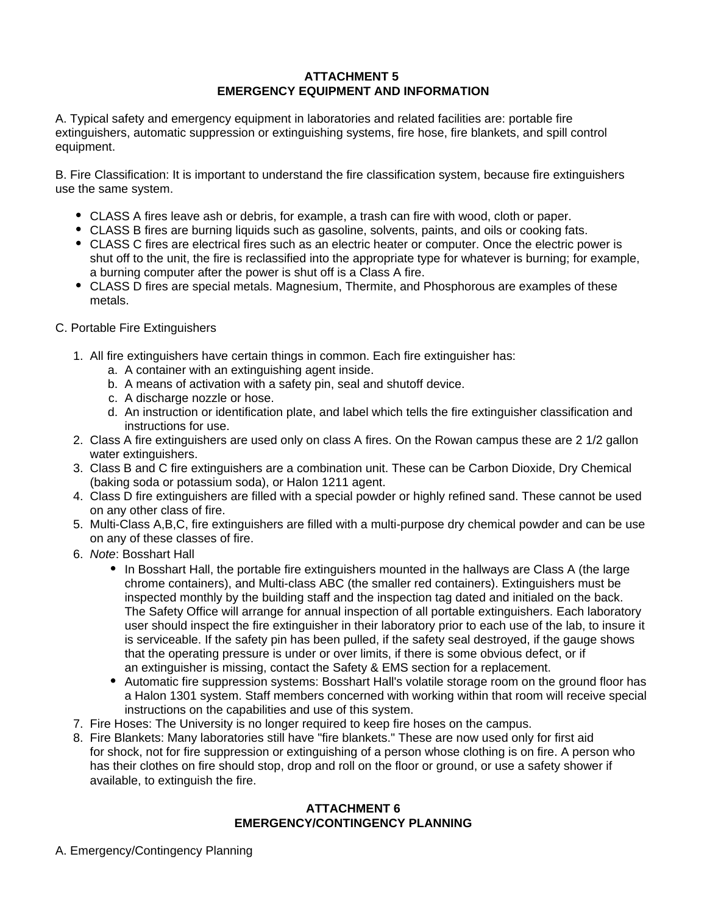## ATTACHMENT 5
## EMERGENCY EQUIPMENT AND INFORMATION

A. Typical safety and emergency equipment in laboratories and related facilities are: portable fire extinguishers, automatic suppression or extinguishing systems, fire hose, fire blankets, and spill control equipment.

B. Fire Classification: It is important to understand the fire classification system, because fire extinguishers use the same system.

- CLASS A fires leave ash or debris, for example, a trash can fire with wood, cloth or paper.
- CLASS B fires are burning liquids such as gasoline, solvents, paints, and oils or cooking fats.
- CLASS C fires are electrical fires such as an electric heater or computer. Once the electric power is shut off to the unit, the fire is reclassified into the appropriate type for whatever is burning; for example, a burning computer after the power is shut off is a Class A fire.
- CLASS D fires are special metals. Magnesium, Thermite, and Phosphorous are examples of these metals.

C. Portable Fire Extinguishers

1. All fire extinguishers have certain things in common. Each fire extinguisher has:
   a. A container with an extinguishing agent inside.
   b. A means of activation with a safety pin, seal and shutoff device.
   c. A discharge nozzle or hose.
   d. An instruction or identification plate, and label which tells the fire extinguisher classification and instructions for use.
2. Class A fire extinguishers are used only on class A fires. On the Rowan campus these are 2 1/2 gallon water extinguishers.
3. Class B and C fire extinguishers are a combination unit. These can be Carbon Dioxide, Dry Chemical (baking soda or potassium soda), or Halon 1211 agent.
4. Class D fire extinguishers are filled with a special powder or highly refined sand. These cannot be used on any other class of fire.
5. Multi-Class A,B,C, fire extinguishers are filled with a multi-purpose dry chemical powder and can be use on any of these classes of fire.
6. *Note*: Bosshart Hall
   - In Bosshart Hall, the portable fire extinguishers mounted in the hallways are Class A (the large chrome containers), and Multi-class ABC (the smaller red containers). Extinguishers must be inspected monthly by the building staff and the inspection tag dated and initialed on the back. The Safety Office will arrange for annual inspection of all portable extinguishers. Each laboratory user should inspect the fire extinguisher in their laboratory prior to each use of the lab, to insure it is serviceable. If the safety pin has been pulled, if the safety seal destroyed, if the gauge shows that the operating pressure is under or over limits, if there is some obvious defect, or if an extinguisher is missing, contact the Safety & EMS section for a replacement.
   - Automatic fire suppression systems: Bosshart Hall's volatile storage room on the ground floor has a Halon 1301 system. Staff members concerned with working within that room will receive special instructions on the capabilities and use of this system.
7. Fire Hoses: The University is no longer required to keep fire hoses on the campus.
8. Fire Blankets: Many laboratories still have "fire blankets." These are now used only for first aid for shock, not for fire suppression or extinguishing of a person whose clothing is on fire. A person who has their clothes on fire should stop, drop and roll on the floor or ground, or use a safety shower if available, to extinguish the fire.

## ATTACHMENT 6
## EMERGENCY/CONTINGENCY PLANNING

A. Emergency/Contingency Planning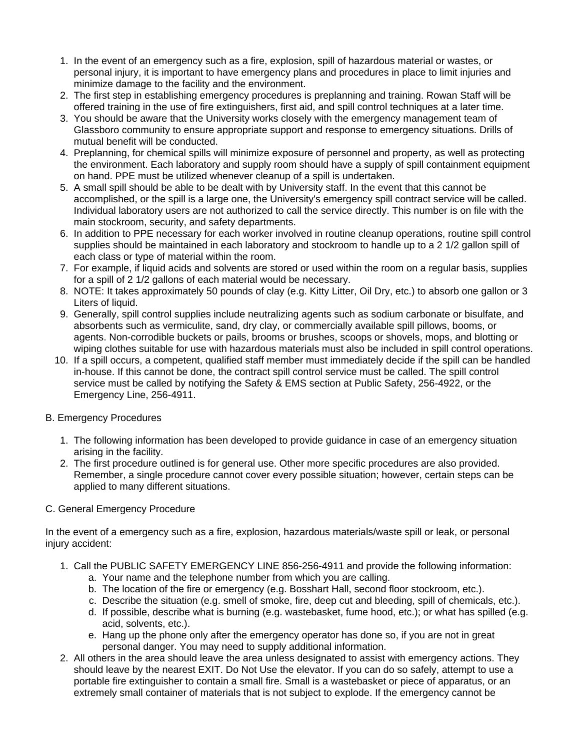1. In the event of an emergency such as a fire, explosion, spill of hazardous material or wastes, or personal injury, it is important to have emergency plans and procedures in place to limit injuries and minimize damage to the facility and the environment.
2. The first step in establishing emergency procedures is preplanning and training. Rowan Staff will be offered training in the use of fire extinguishers, first aid, and spill control techniques at a later time.
3. You should be aware that the University works closely with the emergency management team of Glassboro community to ensure appropriate support and response to emergency situations. Drills of mutual benefit will be conducted.
4. Preplanning, for chemical spills will minimize exposure of personnel and property, as well as protecting the environment. Each laboratory and supply room should have a supply of spill containment equipment on hand. PPE must be utilized whenever cleanup of a spill is undertaken.
5. A small spill should be able to be dealt with by University staff. In the event that this cannot be accomplished, or the spill is a large one, the University's emergency spill contract service will be called. Individual laboratory users are not authorized to call the service directly. This number is on file with the main stockroom, security, and safety departments.
6. In addition to PPE necessary for each worker involved in routine cleanup operations, routine spill control supplies should be maintained in each laboratory and stockroom to handle up to a 2 1/2 gallon spill of each class or type of material within the room.
7. For example, if liquid acids and solvents are stored or used within the room on a regular basis, supplies for a spill of 2 1/2 gallons of each material would be necessary.
8. NOTE: It takes approximately 50 pounds of clay (e.g. Kitty Litter, Oil Dry, etc.) to absorb one gallon or 3 Liters of liquid.
9. Generally, spill control supplies include neutralizing agents such as sodium carbonate or bisulfate, and absorbents such as vermiculite, sand, dry clay, or commercially available spill pillows, booms, or agents. Non-corrodible buckets or pails, brooms or brushes, scoops or shovels, mops, and blotting or wiping clothes suitable for use with hazardous materials must also be included in spill control operations.
10. If a spill occurs, a competent, qualified staff member must immediately decide if the spill can be handled in-house. If this cannot be done, the contract spill control service must be called. The spill control service must be called by notifying the Safety & EMS section at Public Safety, 256-4922, or the Emergency Line, 256-4911.

B. Emergency Procedures

1. The following information has been developed to provide guidance in case of an emergency situation arising in the facility.
2. The first procedure outlined is for general use. Other more specific procedures are also provided. Remember, a single procedure cannot cover every possible situation; however, certain steps can be applied to many different situations.

C. General Emergency Procedure

In the event of a emergency such as a fire, explosion, hazardous materials/waste spill or leak, or personal injury accident:

1. Call the PUBLIC SAFETY EMERGENCY LINE 856-256-4911 and provide the following information:
   a. Your name and the telephone number from which you are calling.
   b. The location of the fire or emergency (e.g. Bosshart Hall, second floor stockroom, etc.).
   c. Describe the situation (e.g. smell of smoke, fire, deep cut and bleeding, spill of chemicals, etc.).
   d. If possible, describe what is burning (e.g. wastebasket, fume hood, etc.); or what has spilled (e.g. acid, solvents, etc.).
   e. Hang up the phone only after the emergency operator has done so, if you are not in great personal danger. You may need to supply additional information.
2. All others in the area should leave the area unless designated to assist with emergency actions. They should leave by the nearest EXIT. Do Not Use the elevator. If you can do so safely, attempt to use a portable fire extinguisher to contain a small fire. Small is a wastebasket or piece of apparatus, or an extremely small container of materials that is not subject to explode. If the emergency cannot be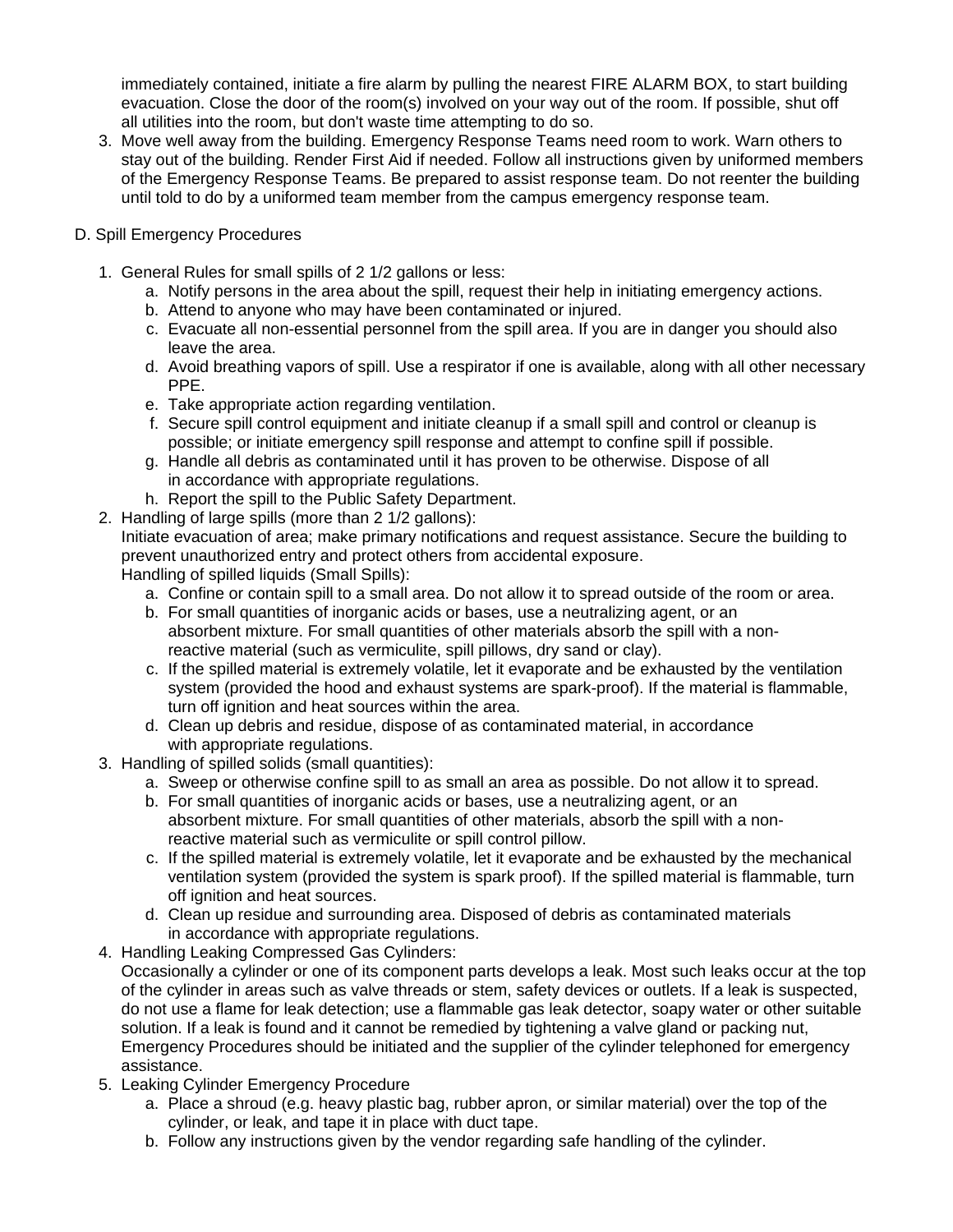immediately contained, initiate a fire alarm by pulling the nearest FIRE ALARM BOX, to start building evacuation. Close the door of the room(s) involved on your way out of the room. If possible, shut off all utilities into the room, but don't waste time attempting to do so.

3. Move well away from the building. Emergency Response Teams need room to work. Warn others to stay out of the building. Render First Aid if needed. Follow all instructions given by uniformed members of the Emergency Response Teams. Be prepared to assist response team. Do not reenter the building until told to do by a uniformed team member from the campus emergency response team.

D. Spill Emergency Procedures

1. General Rules for small spills of 2 1/2 gallons or less:
   a. Notify persons in the area about the spill, request their help in initiating emergency actions.
   b. Attend to anyone who may have been contaminated or injured.
   c. Evacuate all non-essential personnel from the spill area. If you are in danger you should also leave the area.
   d. Avoid breathing vapors of spill. Use a respirator if one is available, along with all other necessary PPE.
   e. Take appropriate action regarding ventilation.
   f. Secure spill control equipment and initiate cleanup if a small spill and control or cleanup is possible; or initiate emergency spill response and attempt to confine spill if possible.
   g. Handle all debris as contaminated until it has proven to be otherwise. Dispose of all in accordance with appropriate regulations.
   h. Report the spill to the Public Safety Department.
2. Handling of large spills (more than 2 1/2 gallons):
   Initiate evacuation of area; make primary notifications and request assistance. Secure the building to prevent unauthorized entry and protect others from accidental exposure.
   Handling of spilled liquids (Small Spills):
   a. Confine or contain spill to a small area. Do not allow it to spread outside of the room or area.
   b. For small quantities of inorganic acids or bases, use a neutralizing agent, or an absorbent mixture. For small quantities of other materials absorb the spill with a non-reactive material (such as vermiculite, spill pillows, dry sand or clay).
   c. If the spilled material is extremely volatile, let it evaporate and be exhausted by the ventilation system (provided the hood and exhaust systems are spark-proof). If the material is flammable, turn off ignition and heat sources within the area.
   d. Clean up debris and residue, dispose of as contaminated material, in accordance with appropriate regulations.
3. Handling of spilled solids (small quantities):
   a. Sweep or otherwise confine spill to as small an area as possible. Do not allow it to spread.
   b. For small quantities of inorganic acids or bases, use a neutralizing agent, or an absorbent mixture. For small quantities of other materials, absorb the spill with a non-reactive material such as vermiculite or spill control pillow.
   c. If the spilled material is extremely volatile, let it evaporate and be exhausted by the mechanical ventilation system (provided the system is spark proof). If the spilled material is flammable, turn off ignition and heat sources.
   d. Clean up residue and surrounding area. Disposed of debris as contaminated materials in accordance with appropriate regulations.
4. Handling Leaking Compressed Gas Cylinders:
   Occasionally a cylinder or one of its component parts develops a leak. Most such leaks occur at the top of the cylinder in areas such as valve threads or stem, safety devices or outlets. If a leak is suspected, do not use a flame for leak detection; use a flammable gas leak detector, soapy water or other suitable solution. If a leak is found and it cannot be remedied by tightening a valve gland or packing nut, Emergency Procedures should be initiated and the supplier of the cylinder telephoned for emergency assistance.
5. Leaking Cylinder Emergency Procedure
   a. Place a shroud (e.g. heavy plastic bag, rubber apron, or similar material) over the top of the cylinder, or leak, and tape it in place with duct tape.
   b. Follow any instructions given by the vendor regarding safe handling of the cylinder.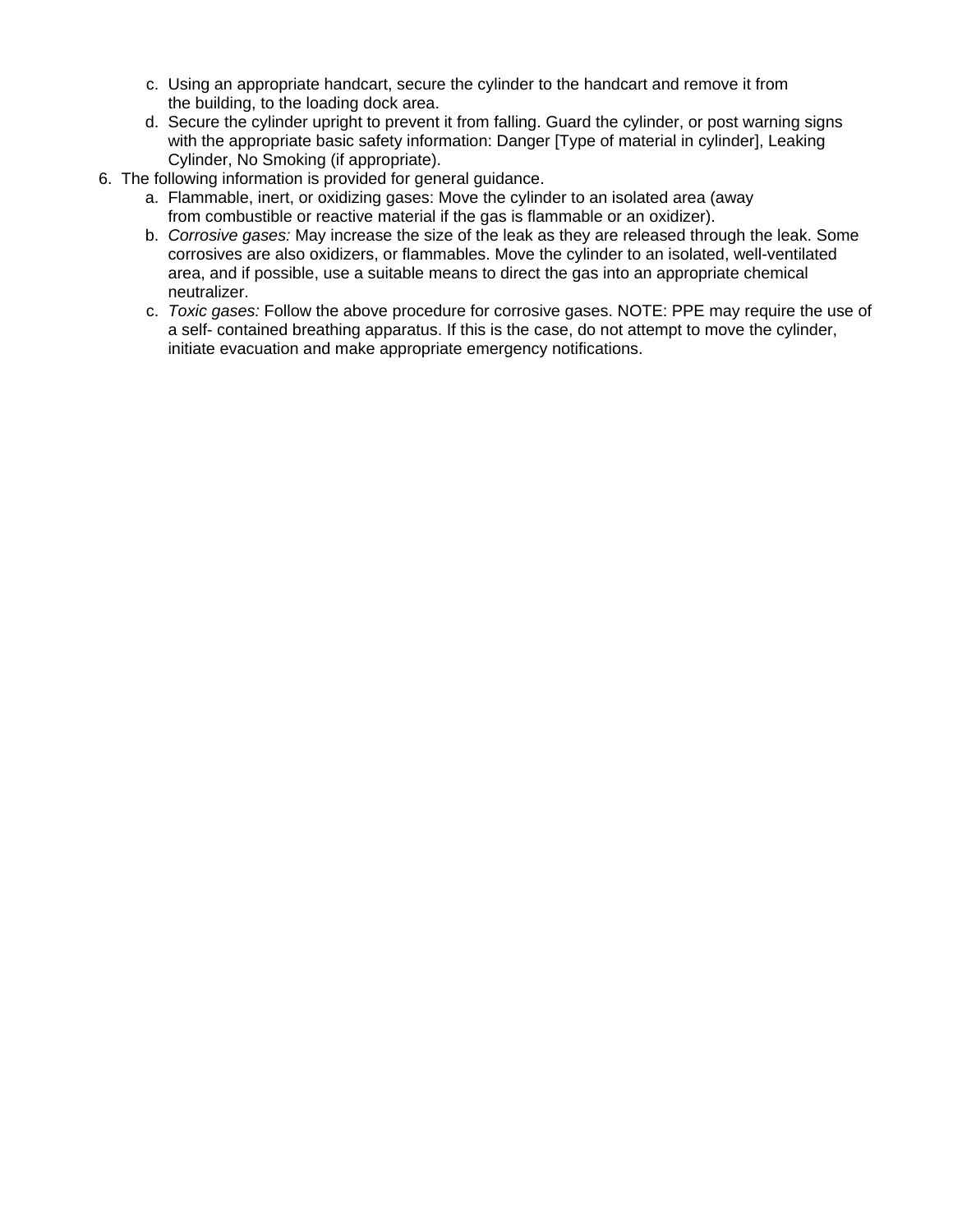c. Using an appropriate handcart, secure the cylinder to the handcart and remove it from the building, to the loading dock area.
   d. Secure the cylinder upright to prevent it from falling. Guard the cylinder, or post warning signs with the appropriate basic safety information: Danger [Type of material in cylinder], Leaking Cylinder, No Smoking (if appropriate).

6. The following information is provided for general guidance.
   a. Flammable, inert, or oxidizing gases: Move the cylinder to an isolated area (away from combustible or reactive material if the gas is flammable or an oxidizer).
   b. *Corrosive gases:* May increase the size of the leak as they are released through the leak. Some corrosives are also oxidizers, or flammables. Move the cylinder to an isolated, well-ventilated area, and if possible, use a suitable means to direct the gas into an appropriate chemical neutralizer.
   c. *Toxic gases:* Follow the above procedure for corrosive gases. NOTE: PPE may require the use of a self- contained breathing apparatus. If this is the case, do not attempt to move the cylinder, initiate evacuation and make appropriate emergency notifications.